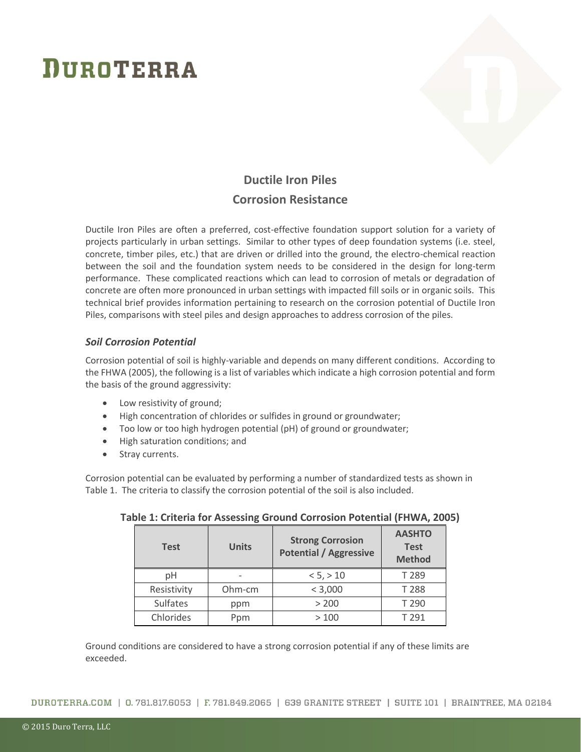# DUROTERRA

## Ductile Iron Piles

## Corrosion Resistance

Ductile Iron Piles are often a preferred, cost-effective foundation support solution for a variety of projects particularly in urban settings. Similar to other types of deep foundation systems (i.e. steel, concrete, timber piles, etc.) that are driven or drilled into the ground, the electro-chemical reaction between the soil and the foundation system needs to be considered in the design for long-term performance. These complicated reactions which can lead to corrosion of metals or degradation of concrete are often more pronounced in urban settings with impacted fill soils or in organic soils. This technical brief provides information pertaining to research on the corrosion potential of Ductile Iron Piles, comparisons with steel piles and design approaches to address corrosion of the piles.

### *Soil Corrosion Potential*

Corrosion potential of soil is highly-variable and depends on many different conditions. According to the FHWA (2005), the following is a list of variables which indicate a high corrosion potential and form the basis of the ground aggressivity:

- Low resistivity of ground;
- High concentration of chlorides or sulfides in ground or groundwater;
- Too low or too high hydrogen potential (pH) of ground or groundwater;
- High saturation conditions; and
- Stray currents.

Corrosion potential can be evaluated by performing a number of standardized tests as shown in Table 1. The criteria to classify the corrosion potential of the soil is also included.

**Table 1: Criteria for Assessing Ground Corrosion Potential (FHWA, 2005)**

| Test | Units | Strong Corrosion Potential / Aggressive | AASHTO Test Method |
|---|---|---|---|
| pH | - | < 5, > 10 | T 289 |
| Resistivity | Ohm-cm | < 3,000 | T 288 |
| Sulfates | ppm | > 200 | T 290 |
| Chlorides | Ppm | > 100 | T 291 |

Ground conditions are considered to have a strong corrosion potential if any of these limits are exceeded.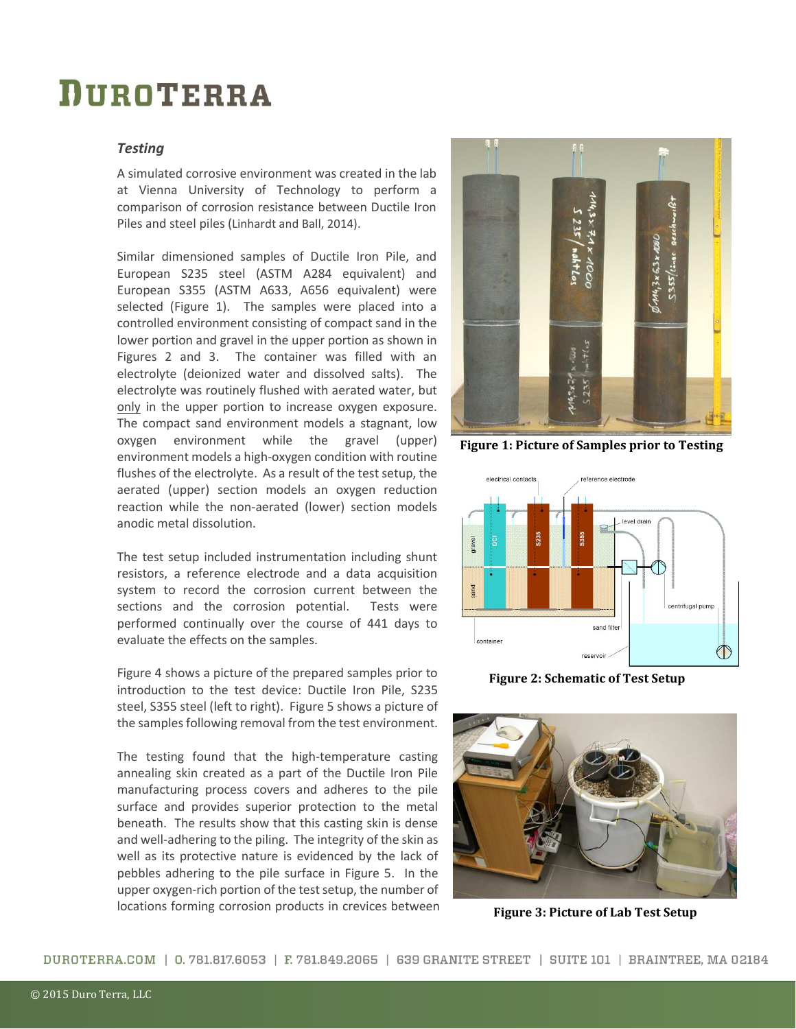### *Testing*

A simulated corrosive environment was created in the lab at Vienna University of Technology to perform a comparison of corrosion resistance between Ductile Iron Piles and steel piles (Linhardt and Ball, 2014).

Similar dimensioned samples of Ductile Iron Pile, and European S235 steel (ASTM A284 equivalent) and European S355 (ASTM A633, A656 equivalent) were selected (Figure 1). The samples were placed into a controlled environment consisting of compact sand in the lower portion and gravel in the upper portion as shown in Figures 2 and 3. The container was filled with an electrolyte (deionized water and dissolved salts). The electrolyte was routinely flushed with aerated water, but only in the upper portion to increase oxygen exposure. The compact sand environment models a stagnant, low oxygen environment while the gravel (upper) environment models a high-oxygen condition with routine flushes of the electrolyte. As a result of the test setup, the aerated (upper) section models an oxygen reduction reaction while the non-aerated (lower) section models anodic metal dissolution.

The test setup included instrumentation including shunt resistors, a reference electrode and a data acquisition system to record the corrosion current between the sections and the corrosion potential. Tests were performed continually over the course of 441 days to evaluate the effects on the samples.

Figure 4 shows a picture of the prepared samples prior to introduction to the test device: Ductile Iron Pile, S235 steel, S355 steel (left to right). Figure 5 shows a picture of the samples following removal from the test environment.

The testing found that the high-temperature casting annealing skin created as a part of the Ductile Iron Pile manufacturing process covers and adheres to the pile surface and provides superior protection to the metal beneath. The results show that this casting skin is dense and well-adhering to the piling. The integrity of the skin as well as its protective nature is evidenced by the lack of pebbles adhering to the pile surface in Figure 5. In the upper oxygen-rich portion of the test setup, the number of locations forming corrosion products in crevices between

**Figure 1: Picture of Samples prior to Testing**

**Figure 2: Schematic of Test Setup**

**Figure 3: Picture of Lab Test Setup**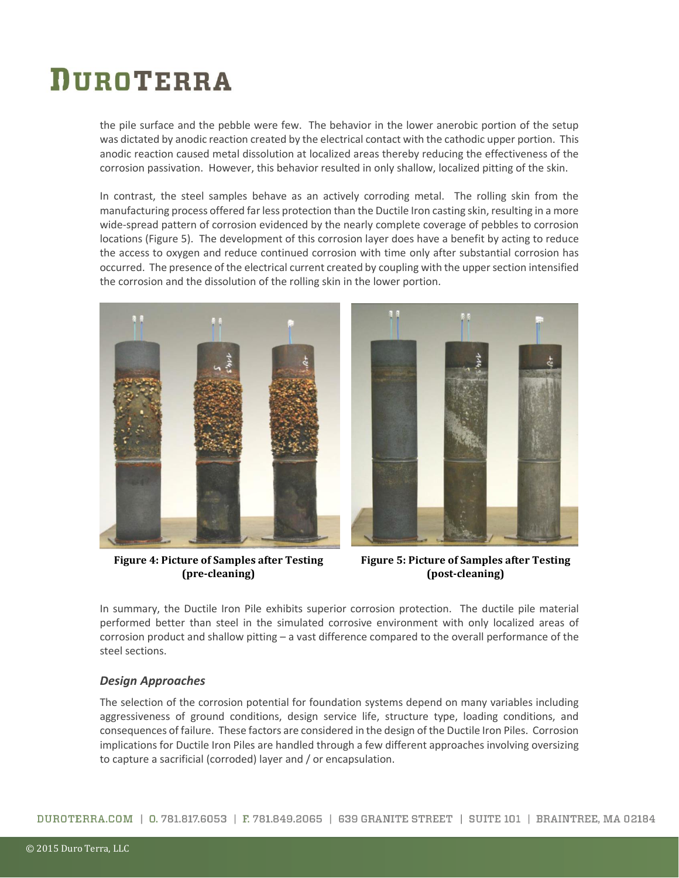the pile surface and the pebble were few. The behavior in the lower anerobic portion of the setup was dictated by anodic reaction created by the electrical contact with the cathodic upper portion. This anodic reaction caused metal dissolution at localized areas thereby reducing the effectiveness of the corrosion passivation. However, this behavior resulted in only shallow, localized pitting of the skin.

In contrast, the steel samples behave as an actively corroding metal. The rolling skin from the manufacturing process offered far less protection than the Ductile Iron casting skin, resulting in a more wide-spread pattern of corrosion evidenced by the nearly complete coverage of pebbles to corrosion locations (Figure 5). The development of this corrosion layer does have a benefit by acting to reduce the access to oxygen and reduce continued corrosion with time only after substantial corrosion has occurred. The presence of the electrical current created by coupling with the upper section intensified the corrosion and the dissolution of the rolling skin in the lower portion.

**Figure 4: Picture of Samples after Testing (pre-cleaning)**

**Figure 5: Picture of Samples after Testing (post-cleaning)**

In summary, the Ductile Iron Pile exhibits superior corrosion protection. The ductile pile material performed better than steel in the simulated corrosive environment with only localized areas of corrosion product and shallow pitting – a vast difference compared to the overall performance of the steel sections.

### *Design Approaches*

The selection of the corrosion potential for foundation systems depend on many variables including aggressiveness of ground conditions, design service life, structure type, loading conditions, and consequences of failure. These factors are considered in the design of the Ductile Iron Piles. Corrosion implications for Ductile Iron Piles are handled through a few different approaches involving oversizing to capture a sacrificial (corroded) layer and / or encapsulation.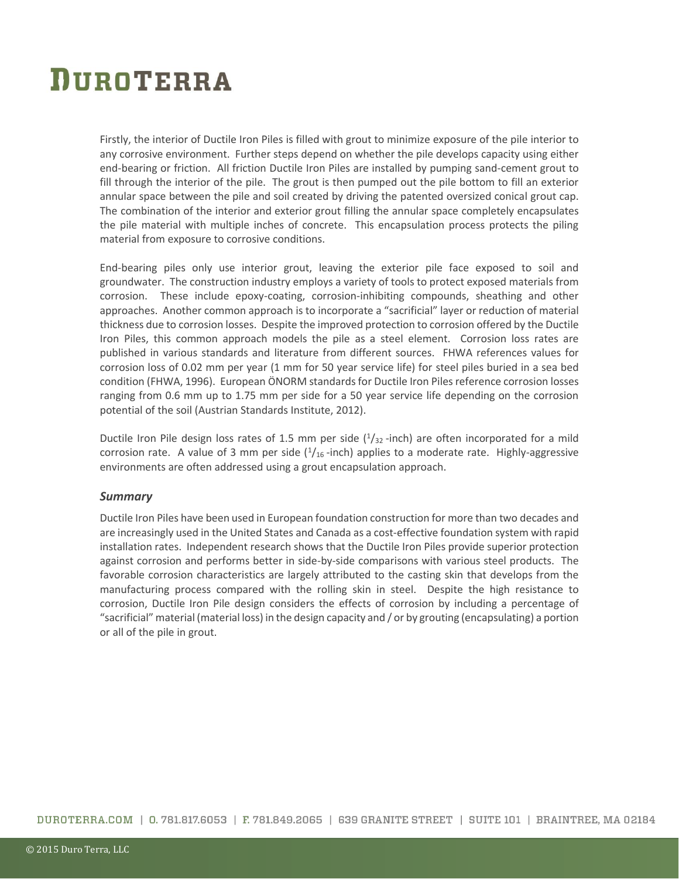Firstly, the interior of Ductile Iron Piles is filled with grout to minimize exposure of the pile interior to any corrosive environment. Further steps depend on whether the pile develops capacity using either end-bearing or friction. All friction Ductile Iron Piles are installed by pumping sand-cement grout to fill through the interior of the pile. The grout is then pumped out the pile bottom to fill an exterior annular space between the pile and soil created by driving the patented oversized conical grout cap. The combination of the interior and exterior grout filling the annular space completely encapsulates the pile material with multiple inches of concrete. This encapsulation process protects the piling material from exposure to corrosive conditions.

End-bearing piles only use interior grout, leaving the exterior pile face exposed to soil and groundwater. The construction industry employs a variety of tools to protect exposed materials from corrosion. These include epoxy-coating, corrosion-inhibiting compounds, sheathing and other approaches. Another common approach is to incorporate a "sacrificial" layer or reduction of material thickness due to corrosion losses. Despite the improved protection to corrosion offered by the Ductile Iron Piles, this common approach models the pile as a steel element. Corrosion loss rates are published in various standards and literature from different sources. FHWA references values for corrosion loss of 0.02 mm per year (1 mm for 50 year service life) for steel piles buried in a sea bed condition (FHWA, 1996). European ÖNORM standards for Ductile Iron Piles reference corrosion losses ranging from 0.6 mm up to 1.75 mm per side for a 50 year service life depending on the corrosion potential of the soil (Austrian Standards Institute, 2012).

Ductile Iron Pile design loss rates of 1.5 mm per side ($^{1}/_{32}$ -inch) are often incorporated for a mild corrosion rate. A value of 3 mm per side ($^{1}/_{16}$ -inch) applies to a moderate rate. Highly-aggressive environments are often addressed using a grout encapsulation approach.

### *Summary*

Ductile Iron Piles have been used in European foundation construction for more than two decades and are increasingly used in the United States and Canada as a cost-effective foundation system with rapid installation rates. Independent research shows that the Ductile Iron Piles provide superior protection against corrosion and performs better in side-by-side comparisons with various steel products. The favorable corrosion characteristics are largely attributed to the casting skin that develops from the manufacturing process compared with the rolling skin in steel. Despite the high resistance to corrosion, Ductile Iron Pile design considers the effects of corrosion by including a percentage of "sacrificial" material (material loss) in the design capacity and / or by grouting (encapsulating) a portion or all of the pile in grout.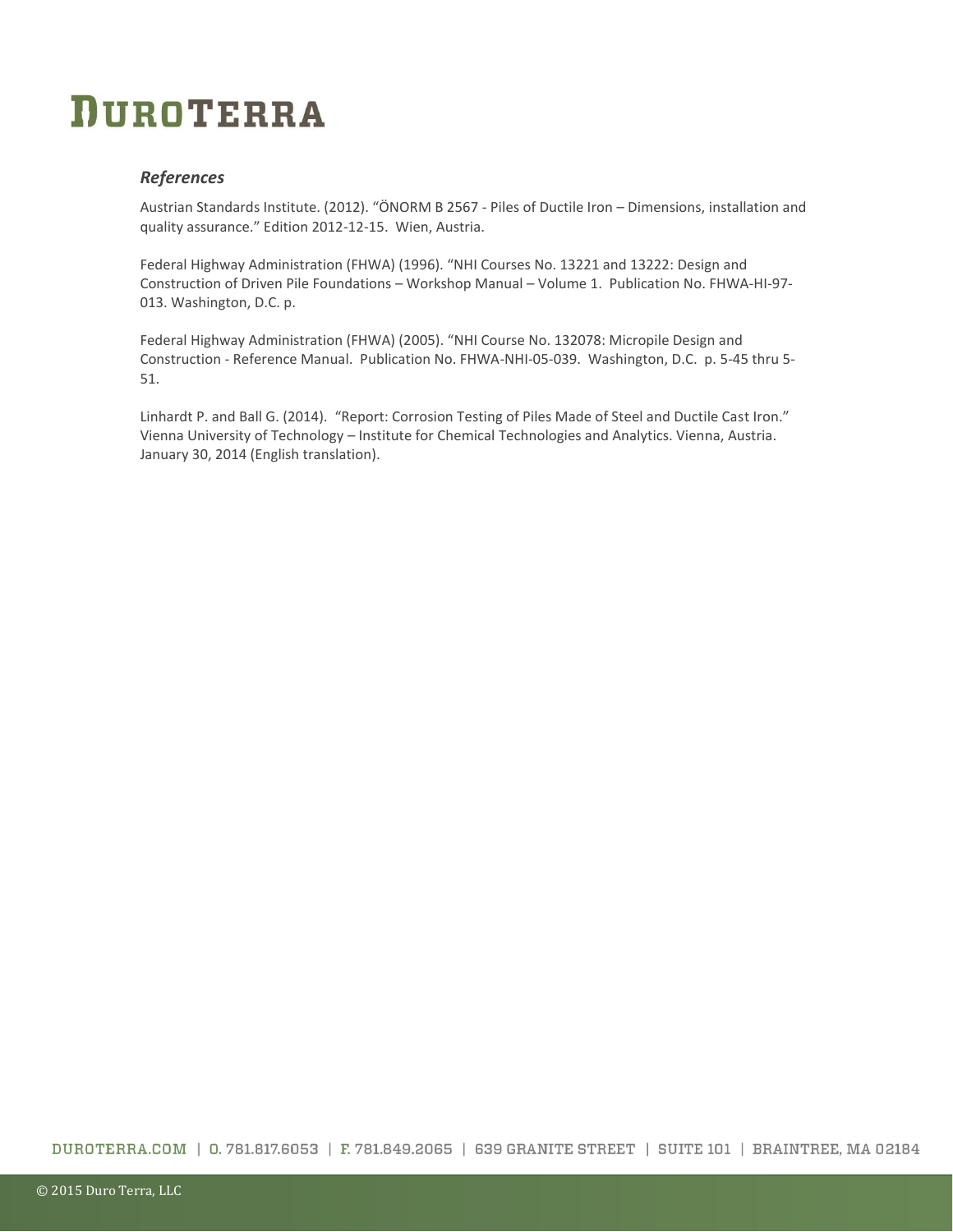### *References*

Austrian Standards Institute. (2012). "ÖNORM B 2567 - Piles of Ductile Iron – Dimensions, installation and quality assurance." Edition 2012-12-15. Wien, Austria.

Federal Highway Administration (FHWA) (1996). "NHI Courses No. 13221 and 13222: Design and Construction of Driven Pile Foundations – Workshop Manual – Volume 1. Publication No. FHWA-HI-97-013. Washington, D.C. p.

Federal Highway Administration (FHWA) (2005). "NHI Course No. 132078: Micropile Design and Construction - Reference Manual. Publication No. FHWA-NHI-05-039. Washington, D.C. p. 5-45 thru 5-51.

Linhardt P. and Ball G. (2014). "Report: Corrosion Testing of Piles Made of Steel and Ductile Cast Iron." Vienna University of Technology – Institute for Chemical Technologies and Analytics. Vienna, Austria. January 30, 2014 (English translation).